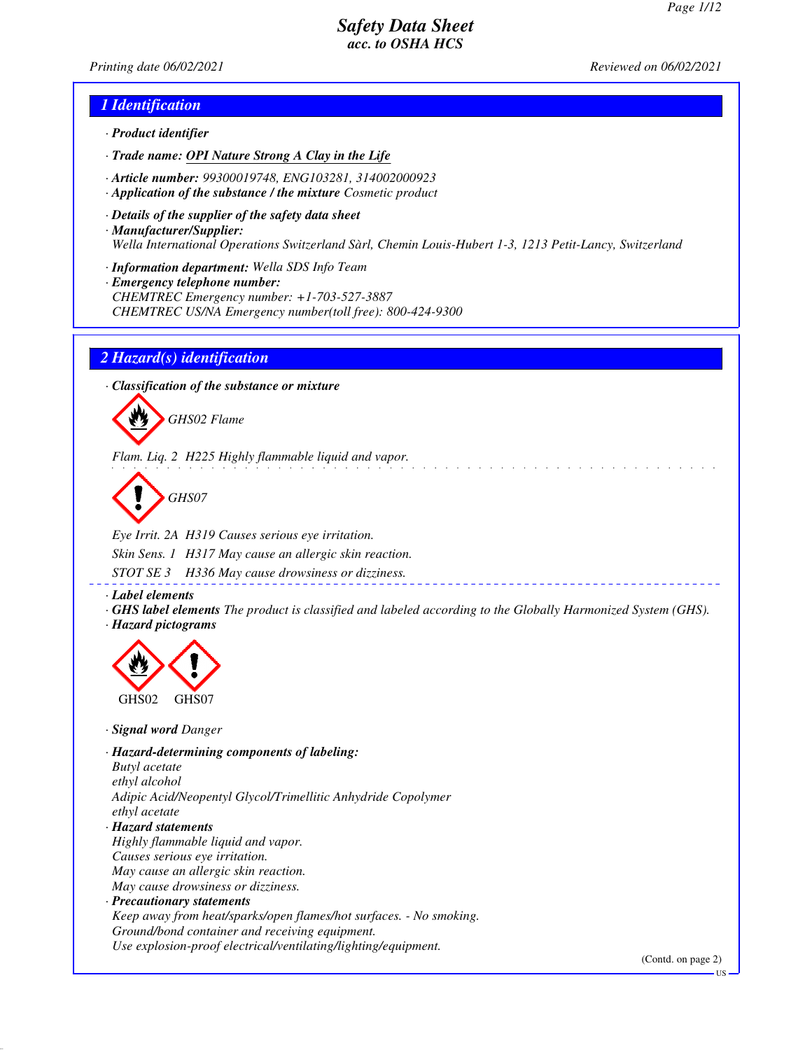# Safety Data Sheet
## acc. to OSHA HCS

Printing date 06/02/2021 Reviewed on 06/02/2021

## 1 Identification

· **Product identifier**

· **Trade name:** OPI Nature Strong A Clay in the Life

· **Article number:** 99300019748, ENG103281, 314002000923

· **Application of the substance / the mixture** Cosmetic product

· **Details of the supplier of the safety data sheet**

· **Manufacturer/Supplier:**
Wella International Operations Switzerland Sàrl, Chemin Louis-Hubert 1-3, 1213 Petit-Lancy, Switzerland

· **Information department:** Wella SDS Info Team

· **Emergency telephone number:**
CHEMTREC Emergency number: +1-703-527-3887
CHEMTREC US/NA Emergency number(toll free): 800-424-9300

## 2 Hazard(s) identification

· **Classification of the substance or mixture**

GHS02 Flame

Flam. Liq. 2 H225 Highly flammable liquid and vapor.

GHS07

Eye Irrit. 2A H319 Causes serious eye irritation.

Skin Sens. 1 H317 May cause an allergic skin reaction.

STOT SE 3 H336 May cause drowsiness or dizziness.

· **Label elements**

· **GHS label elements** The product is classified and labeled according to the Globally Harmonized System (GHS).

· **Hazard pictograms**

GHS02 GHS07

· **Signal word** Danger

· **Hazard-determining components of labeling:**
Butyl acetate
ethyl alcohol
Adipic Acid/Neopentyl Glycol/Trimellitic Anhydride Copolymer
ethyl acetate

· **Hazard statements**
Highly flammable liquid and vapor.
Causes serious eye irritation.
May cause an allergic skin reaction.
May cause drowsiness or dizziness.

· **Precautionary statements**
Keep away from heat/sparks/open flames/hot surfaces. - No smoking.
Ground/bond container and receiving equipment.
Use explosion-proof electrical/ventilating/lighting/equipment.

(Contd. on page 2)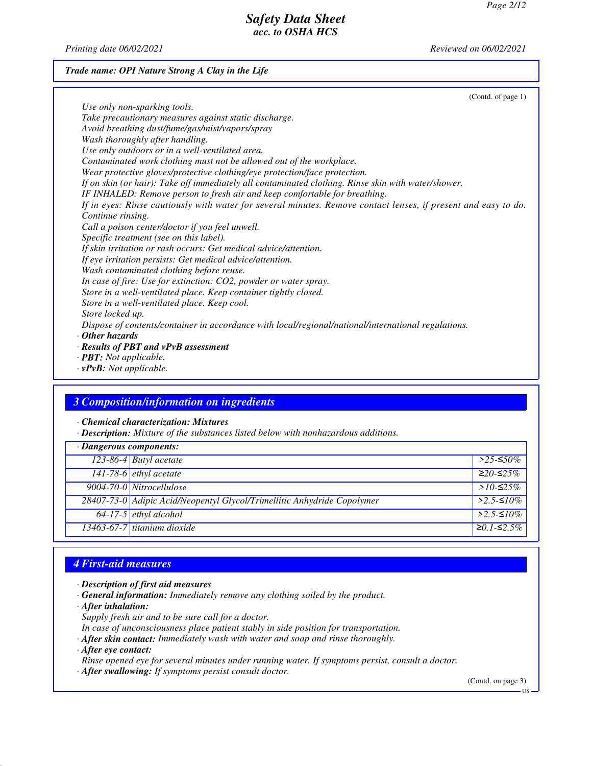**Trade name: OPI Nature Strong A Clay in the Life**

(Contd. of page 1)

*Use only non-sparking tools.*
*Take precautionary measures against static discharge.*
*Avoid breathing dust/fume/gas/mist/vapors/spray*
*Wash thoroughly after handling.*
*Use only outdoors or in a well-ventilated area.*
*Contaminated work clothing must not be allowed out of the workplace.*
*Wear protective gloves/protective clothing/eye protection/face protection.*
*If on skin (or hair): Take off immediately all contaminated clothing. Rinse skin with water/shower.*
*IF INHALED: Remove person to fresh air and keep comfortable for breathing.*
*If in eyes: Rinse cautiously with water for several minutes. Remove contact lenses, if present and easy to do. Continue rinsing.*
*Call a poison center/doctor if you feel unwell.*
*Specific treatment (see on this label).*
*If skin irritation or rash occurs: Get medical advice/attention.*
*If eye irritation persists: Get medical advice/attention.*
*Wash contaminated clothing before reuse.*
*In case of fire: Use for extinction: CO2, powder or water spray.*
*Store in a well-ventilated place. Keep container tightly closed.*
*Store in a well-ventilated place. Keep cool.*
*Store locked up.*
*Dispose of contents/container in accordance with local/regional/national/international regulations.*

· ***Other hazards***
· ***Results of PBT and vPvB assessment***
· ***PBT:*** *Not applicable.*
· ***vPvB:*** *Not applicable.*

## 3 Composition/information on ingredients

· ***Chemical characterization: Mixtures***
· ***Description:*** *Mixture of the substances listed below with nonhazardous additions.*

| · Dangerous components: | | |
|---|---|---|
| 123-86-4 | Butyl acetate | >25-≤50% |
| 141-78-6 | ethyl acetate | ≥20-≤25% |
| 9004-70-0 | Nitrocellulose | >10-≤25% |
| 28407-73-0 | Adipic Acid/Neopentyl Glycol/Trimellitic Anhydride Copolymer | >2.5-≤10% |
| 64-17-5 | ethyl alcohol | >2.5-≤10% |
| 13463-67-7 | titanium dioxide | ≥0.1-≤2.5% |

## 4 First-aid measures

· ***Description of first aid measures***
· ***General information:*** *Immediately remove any clothing soiled by the product.*
· ***After inhalation:***
*Supply fresh air and to be sure call for a doctor.*
*In case of unconsciousness place patient stably in side position for transportation.*
· ***After skin contact:*** *Immediately wash with water and soap and rinse thoroughly.*
· ***After eye contact:***
*Rinse opened eye for several minutes under running water. If symptoms persist, consult a doctor.*
· ***After swallowing:*** *If symptoms persist consult doctor.*

(Contd. on page 3)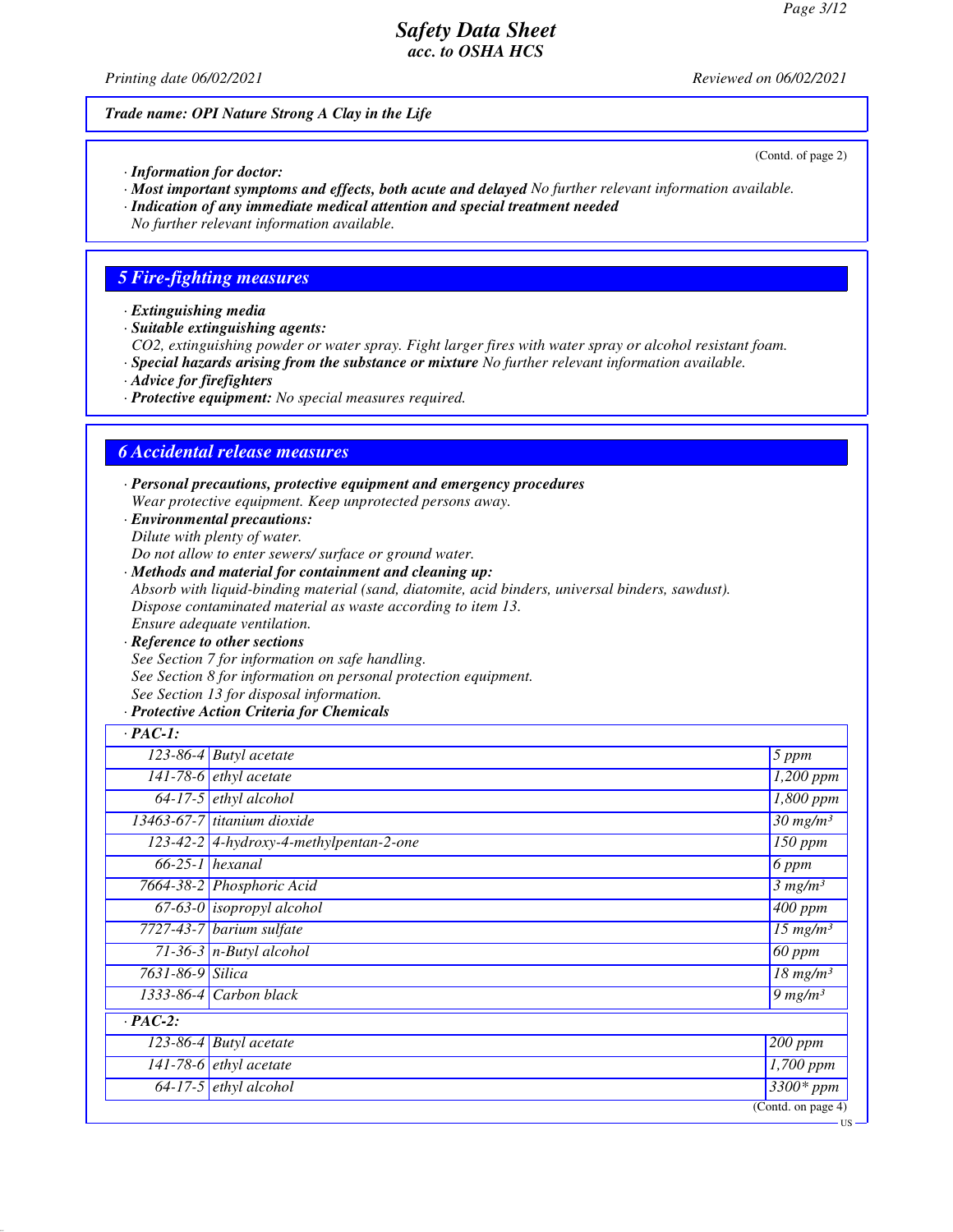*Trade name: OPI Nature Strong A Clay in the Life*

(Contd. of page 2)

· ***Information for doctor:***
· ***Most important symptoms and effects, both acute and delayed*** *No further relevant information available.*
· ***Indication of any immediate medical attention and special treatment needed***
*No further relevant information available.*

## 5 Fire-fighting measures

· ***Extinguishing media***
· ***Suitable extinguishing agents:***
*CO2, extinguishing powder or water spray. Fight larger fires with water spray or alcohol resistant foam.*
· ***Special hazards arising from the substance or mixture*** *No further relevant information available.*
· ***Advice for firefighters***
· ***Protective equipment:*** *No special measures required.*

## 6 Accidental release measures

· ***Personal precautions, protective equipment and emergency procedures***
*Wear protective equipment. Keep unprotected persons away.*
· ***Environmental precautions:***
*Dilute with plenty of water.*
*Do not allow to enter sewers/ surface or ground water.*
· ***Methods and material for containment and cleaning up:***
*Absorb with liquid-binding material (sand, diatomite, acid binders, universal binders, sawdust).*
*Dispose contaminated material as waste according to item 13.*
*Ensure adequate ventilation.*
· ***Reference to other sections***
*See Section 7 for information on safe handling.*
*See Section 8 for information on personal protection equipment.*
*See Section 13 for disposal information.*
· ***Protective Action Criteria for Chemicals***

| · **PAC-1:** | | |
|---|---|---|
| 123-86-4 | Butyl acetate | 5 ppm |
| 141-78-6 | ethyl acetate | 1,200 ppm |
| 64-17-5 | ethyl alcohol | 1,800 ppm |
| 13463-67-7 | titanium dioxide | 30 mg/m³ |
| 123-42-2 | 4-hydroxy-4-methylpentan-2-one | 150 ppm |
| 66-25-1 | hexanal | 6 ppm |
| 7664-38-2 | Phosphoric Acid | 3 mg/m³ |
| 67-63-0 | isopropyl alcohol | 400 ppm |
| 7727-43-7 | barium sulfate | 15 mg/m³ |
| 71-36-3 | n-Butyl alcohol | 60 ppm |
| 7631-86-9 | Silica | 18 mg/m³ |
| 1333-86-4 | Carbon black | 9 mg/m³ |

| · **PAC-2:** | | |
|---|---|---|
| 123-86-4 | Butyl acetate | 200 ppm |
| 141-78-6 | ethyl acetate | 1,700 ppm |
| 64-17-5 | ethyl alcohol | 3300* ppm |

(Contd. on page 4)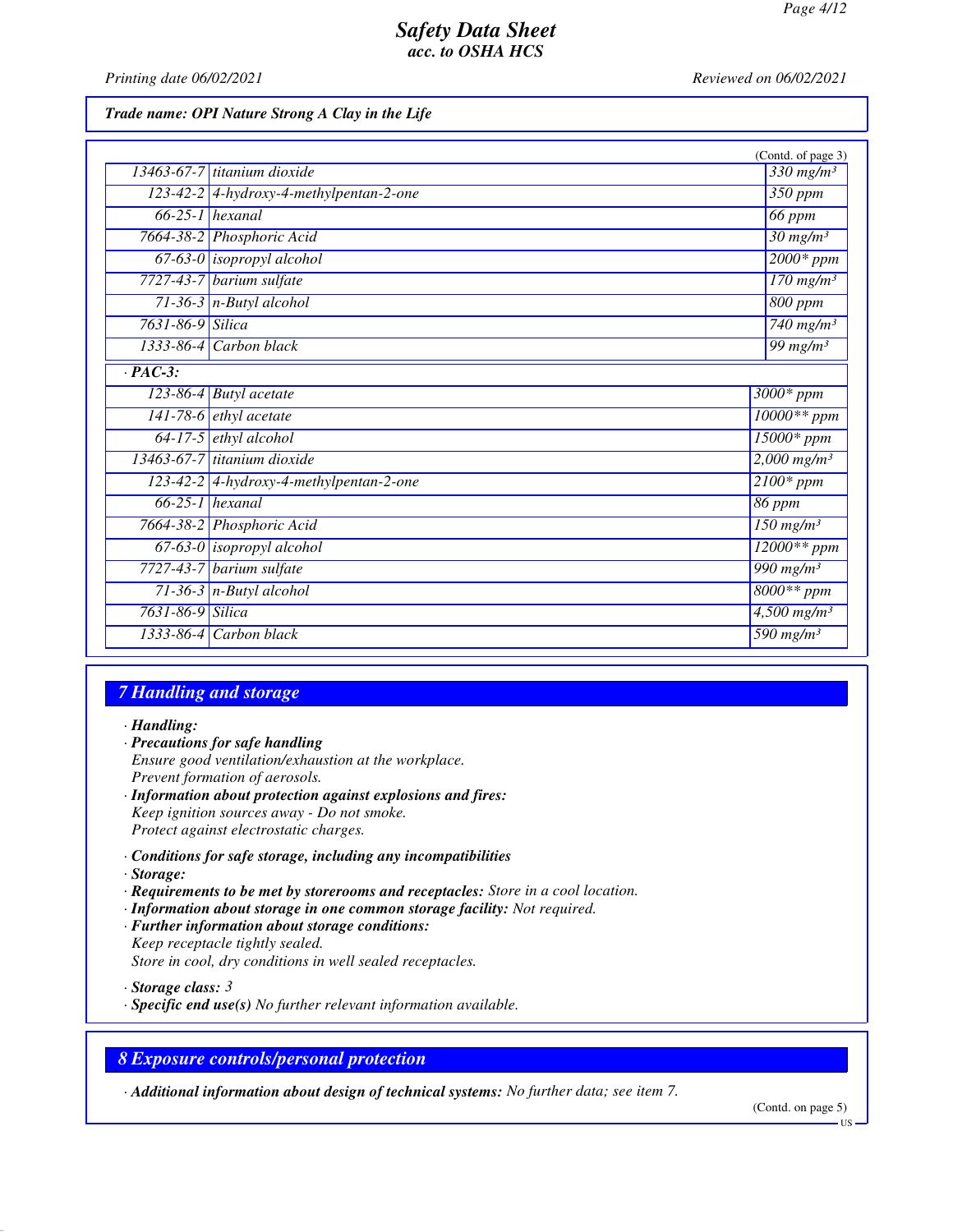Trade name: OPI Nature Strong A Clay in the Life

(Contd. of page 3)

| | | |
|---|---|---|
| 13463-67-7 | titanium dioxide | 330 mg/m³ |
| 123-42-2 | 4-hydroxy-4-methylpentan-2-one | 350 ppm |
| 66-25-1 | hexanal | 66 ppm |
| 7664-38-2 | Phosphoric Acid | 30 mg/m³ |
| 67-63-0 | isopropyl alcohol | 2000* ppm |
| 7727-43-7 | barium sulfate | 170 mg/m³ |
| 71-36-3 | n-Butyl alcohol | 800 ppm |
| 7631-86-9 | Silica | 740 mg/m³ |
| 1333-86-4 | Carbon black | 99 mg/m³ |

· **PAC-3:**

| | | |
|---|---|---|
| 123-86-4 | Butyl acetate | 3000* ppm |
| 141-78-6 | ethyl acetate | 10000** ppm |
| 64-17-5 | ethyl alcohol | 15000* ppm |
| 13463-67-7 | titanium dioxide | 2,000 mg/m³ |
| 123-42-2 | 4-hydroxy-4-methylpentan-2-one | 2100* ppm |
| 66-25-1 | hexanal | 86 ppm |
| 7664-38-2 | Phosphoric Acid | 150 mg/m³ |
| 67-63-0 | isopropyl alcohol | 12000** ppm |
| 7727-43-7 | barium sulfate | 990 mg/m³ |
| 71-36-3 | n-Butyl alcohol | 8000** ppm |
| 7631-86-9 | Silica | 4,500 mg/m³ |
| 1333-86-4 | Carbon black | 590 mg/m³ |

## 7 Handling and storage

· **Handling:**
· **Precautions for safe handling**
Ensure good ventilation/exhaustion at the workplace.
Prevent formation of aerosols.
· **Information about protection against explosions and fires:**
Keep ignition sources away - Do not smoke.
Protect against electrostatic charges.

· **Conditions for safe storage, including any incompatibilities**
· **Storage:**
· **Requirements to be met by storerooms and receptacles:** Store in a cool location.
· **Information about storage in one common storage facility:** Not required.
· **Further information about storage conditions:**
Keep receptacle tightly sealed.
Store in cool, dry conditions in well sealed receptacles.

· **Storage class:** 3
· **Specific end use(s)** No further relevant information available.

## 8 Exposure controls/personal protection

· **Additional information about design of technical systems:** No further data; see item 7.

(Contd. on page 5)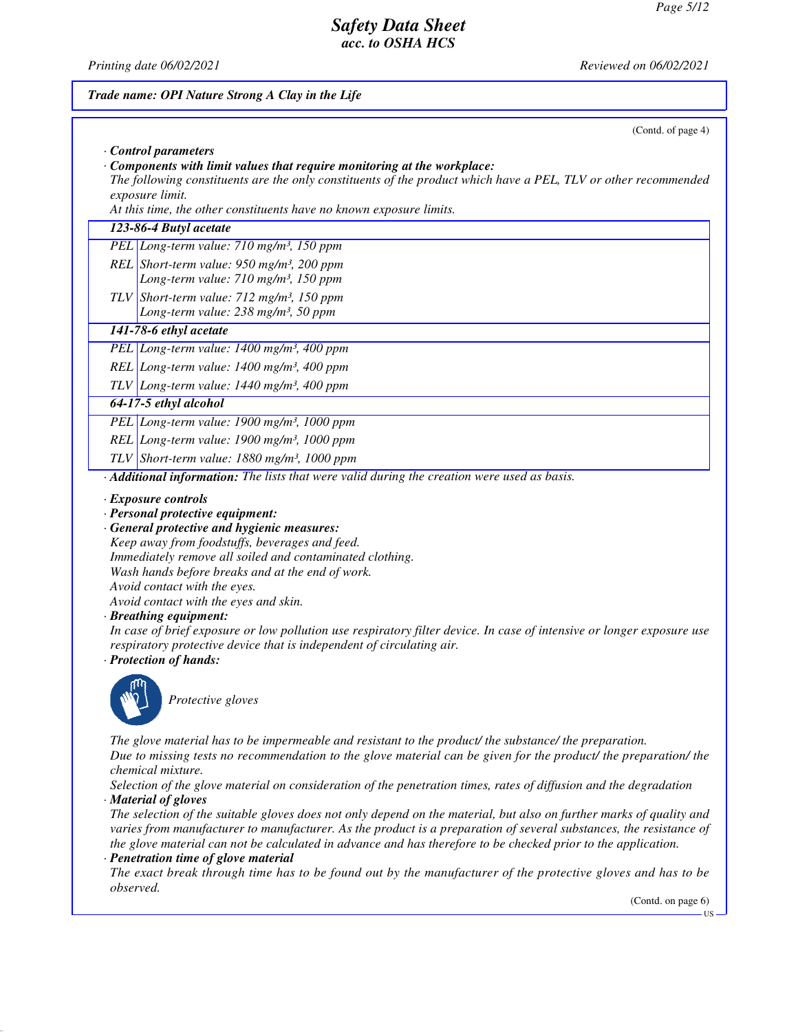## Trade name: OPI Nature Strong A Clay in the Life

(Contd. of page 4)

· **Control parameters**

· **Components with limit values that require monitoring at the workplace:**

*The following constituents are the only constituents of the product which have a PEL, TLV or other recommended exposure limit.*

*At this time, the other constituents have no known exposure limits.*

| | |
|---|---|
| **123-86-4 Butyl acetate** | |
| PEL | Long-term value: 710 mg/m³, 150 ppm |
| REL | Short-term value: 950 mg/m³, 200 ppm<br>Long-term value: 710 mg/m³, 150 ppm |
| TLV | Short-term value: 712 mg/m³, 150 ppm<br>Long-term value: 238 mg/m³, 50 ppm |
| **141-78-6 ethyl acetate** | |
| PEL | Long-term value: 1400 mg/m³, 400 ppm |
| REL | Long-term value: 1400 mg/m³, 400 ppm |
| TLV | Long-term value: 1440 mg/m³, 400 ppm |
| **64-17-5 ethyl alcohol** | |
| PEL | Long-term value: 1900 mg/m³, 1000 ppm |
| REL | Long-term value: 1900 mg/m³, 1000 ppm |
| TLV | Short-term value: 1880 mg/m³, 1000 ppm |

· **Additional information:** *The lists that were valid during the creation were used as basis.*

· **Exposure controls**

· **Personal protective equipment:**

· **General protective and hygienic measures:**

*Keep away from foodstuffs, beverages and feed.*
*Immediately remove all soiled and contaminated clothing.*
*Wash hands before breaks and at the end of work.*
*Avoid contact with the eyes.*
*Avoid contact with the eyes and skin.*

· **Breathing equipment:**

*In case of brief exposure or low pollution use respiratory filter device. In case of intensive or longer exposure use respiratory protective device that is independent of circulating air.*

· **Protection of hands:**

*Protective gloves*

*The glove material has to be impermeable and resistant to the product/ the substance/ the preparation.*
*Due to missing tests no recommendation to the glove material can be given for the product/ the preparation/ the chemical mixture.*
*Selection of the glove material on consideration of the penetration times, rates of diffusion and the degradation*

· **Material of gloves**

*The selection of the suitable gloves does not only depend on the material, but also on further marks of quality and varies from manufacturer to manufacturer. As the product is a preparation of several substances, the resistance of the glove material can not be calculated in advance and has therefore to be checked prior to the application.*

· **Penetration time of glove material**

*The exact break through time has to be found out by the manufacturer of the protective gloves and has to be observed.*

(Contd. on page 6)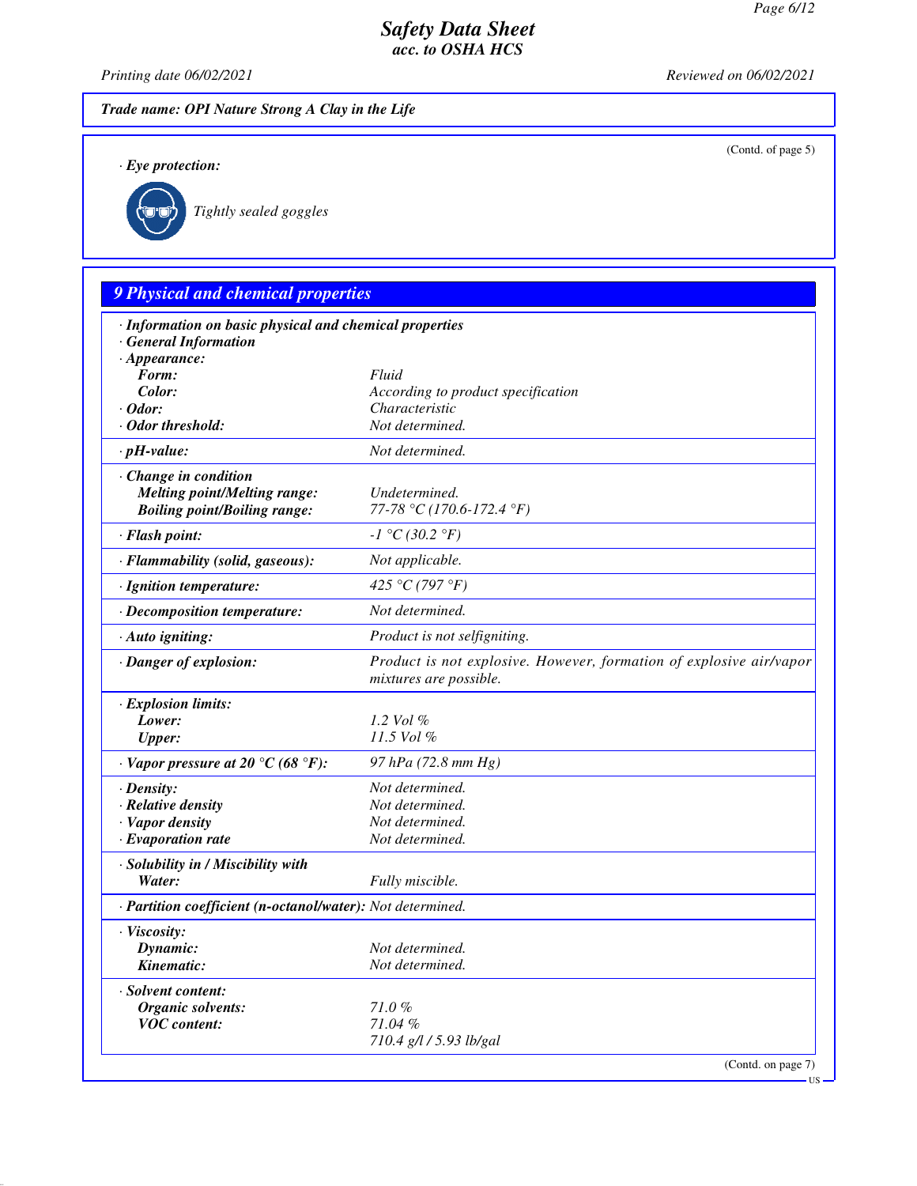**Trade name: OPI Nature Strong A Clay in the Life**

(Contd. of page 5)

· **Eye protection:**

Tightly sealed goggles

## 9 Physical and chemical properties

| | |
|---|---|
| · **Information on basic physical and chemical properties** | |
| · **General Information** | |
| · **Appearance:** | |
| **Form:** | Fluid |
| **Color:** | According to product specification |
| · **Odor:** | Characteristic |
| · **Odor threshold:** | Not determined. |
| · **pH-value:** | Not determined. |
| · **Change in condition** | |
| **Melting point/Melting range:** | Undetermined. |
| **Boiling point/Boiling range:** | 77-78 °C (170.6-172.4 °F) |
| · **Flash point:** | -1 °C (30.2 °F) |
| · **Flammability (solid, gaseous):** | Not applicable. |
| · **Ignition temperature:** | 425 °C (797 °F) |
| · **Decomposition temperature:** | Not determined. |
| · **Auto igniting:** | Product is not selfigniting. |
| · **Danger of explosion:** | Product is not explosive. However, formation of explosive air/vapor mixtures are possible. |
| · **Explosion limits:** | |
| **Lower:** | 1.2 Vol % |
| **Upper:** | 11.5 Vol % |
| · **Vapor pressure at 20 °C (68 °F):** | 97 hPa (72.8 mm Hg) |
| · **Density:** | Not determined. |
| · **Relative density** | Not determined. |
| · **Vapor density** | Not determined. |
| · **Evaporation rate** | Not determined. |
| · **Solubility in / Miscibility with** | |
| **Water:** | Fully miscible. |
| · **Partition coefficient (n-octanol/water):** | Not determined. |
| · **Viscosity:** | |
| **Dynamic:** | Not determined. |
| **Kinematic:** | Not determined. |
| · **Solvent content:** | |
| **Organic solvents:** | 71.0 % |
| **VOC content:** | 71.04 % |
| | 710.4 g/l / 5.93 lb/gal |

(Contd. on page 7)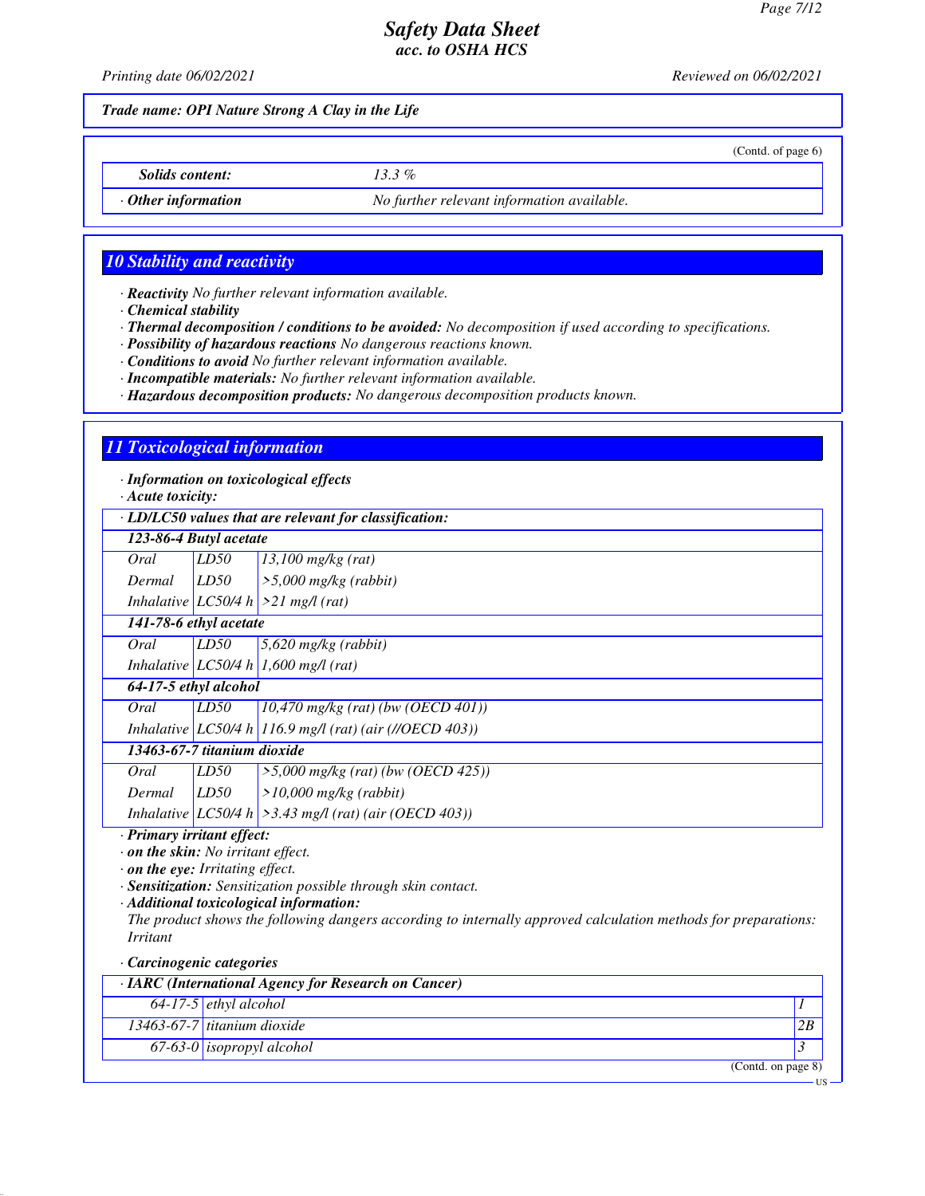Trade name: OPI Nature Strong A Clay in the Life

(Contd. of page 6)

| | |
|---|---|
| **Solids content:** | 13.3 % |
| · **Other information** | No further relevant information available. |

## 10 Stability and reactivity

· **Reactivity** No further relevant information available.
· **Chemical stability**
· **Thermal decomposition / conditions to be avoided:** No decomposition if used according to specifications.
· **Possibility of hazardous reactions** No dangerous reactions known.
· **Conditions to avoid** No further relevant information available.
· **Incompatible materials:** No further relevant information available.
· **Hazardous decomposition products:** No dangerous decomposition products known.

## 11 Toxicological information

· **Information on toxicological effects**
· **Acute toxicity:**

| · **LD/LC50 values that are relevant for classification:** | | |
|---|---|---|
| **123-86-4 Butyl acetate** | | |
| Oral | LD50 | 13,100 mg/kg (rat) |
| Dermal | LD50 | >5,000 mg/kg (rabbit) |
| Inhalative | LC50/4 h | >21 mg/l (rat) |
| **141-78-6 ethyl acetate** | | |
| Oral | LD50 | 5,620 mg/kg (rabbit) |
| Inhalative | LC50/4 h | 1,600 mg/l (rat) |
| **64-17-5 ethyl alcohol** | | |
| Oral | LD50 | 10,470 mg/kg (rat) (bw (OECD 401)) |
| Inhalative | LC50/4 h | 116.9 mg/l (rat) (air (//OECD 403)) |
| **13463-67-7 titanium dioxide** | | |
| Oral | LD50 | >5,000 mg/kg (rat) (bw (OECD 425)) |
| Dermal | LD50 | >10,000 mg/kg (rabbit) |
| Inhalative | LC50/4 h | >3.43 mg/l (rat) (air (OECD 403)) |

· **Primary irritant effect:**
· **on the skin:** No irritant effect.
· **on the eye:** Irritating effect.
· **Sensitization:** Sensitization possible through skin contact.
· **Additional toxicological information:**
The product shows the following dangers according to internally approved calculation methods for preparations: Irritant

· **Carcinogenic categories**

| · **IARC (International Agency for Research on Cancer)** | | |
|---|---|---|
| 64-17-5 | ethyl alcohol | 1 |
| 13463-67-7 | titanium dioxide | 2B |
| 67-63-0 | isopropyl alcohol | 3 |

(Contd. on page 8)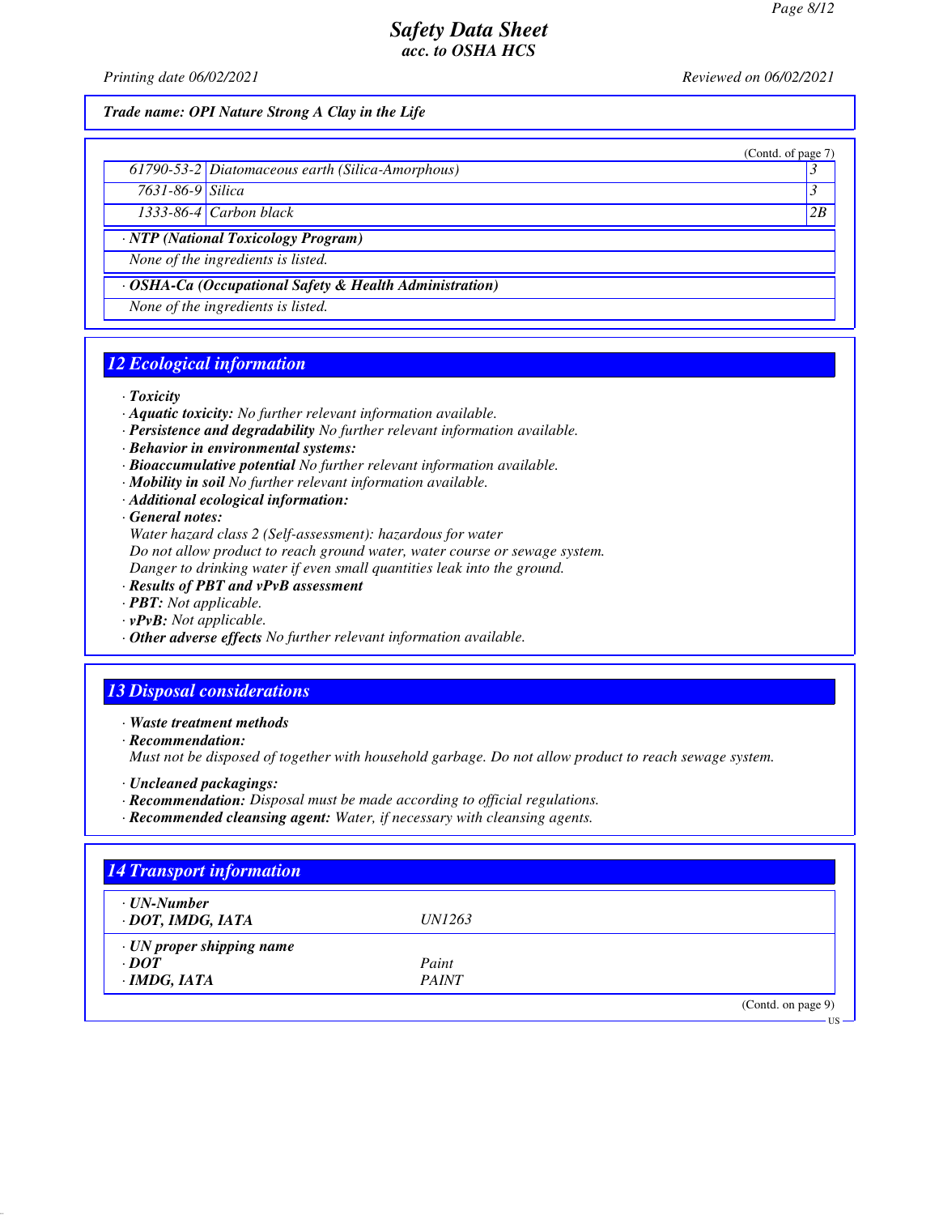# Safety Data Sheet
## acc. to OSHA HCS

Printing date 06/02/2021 Reviewed on 06/02/2021

**Trade name: OPI Nature Strong A Clay in the Life**

(Contd. of page 7)

| | | |
|---|---|---|
| 61790-53-2 | Diatomaceous earth (Silica-Amorphous) | 3 |
| 7631-86-9 | Silica | 3 |
| 1333-86-4 | Carbon black | 2B |

· **NTP (National Toxicology Program)**

None of the ingredients is listed.

· **OSHA-Ca (Occupational Safety & Health Administration)**

None of the ingredients is listed.

## 12 Ecological information

· **Toxicity**
· **Aquatic toxicity:** No further relevant information available.
· **Persistence and degradability** No further relevant information available.
· **Behavior in environmental systems:**
· **Bioaccumulative potential** No further relevant information available.
· **Mobility in soil** No further relevant information available.
· **Additional ecological information:**
· **General notes:**
Water hazard class 2 (Self-assessment): hazardous for water
Do not allow product to reach ground water, water course or sewage system.
Danger to drinking water if even small quantities leak into the ground.
· **Results of PBT and vPvB assessment**
· **PBT:** Not applicable.
· **vPvB:** Not applicable.
· **Other adverse effects** No further relevant information available.

## 13 Disposal considerations

· **Waste treatment methods**
· **Recommendation:**
Must not be disposed of together with household garbage. Do not allow product to reach sewage system.

· **Uncleaned packagings:**
· **Recommendation:** Disposal must be made according to official regulations.
· **Recommended cleansing agent:** Water, if necessary with cleansing agents.

## 14 Transport information

| | |
|---|---|
| · **UN-Number** | |
| · **DOT, IMDG, IATA** | UN1263 |
| · **UN proper shipping name** | |
| · **DOT** | Paint |
| · **IMDG, IATA** | PAINT |

(Contd. on page 9)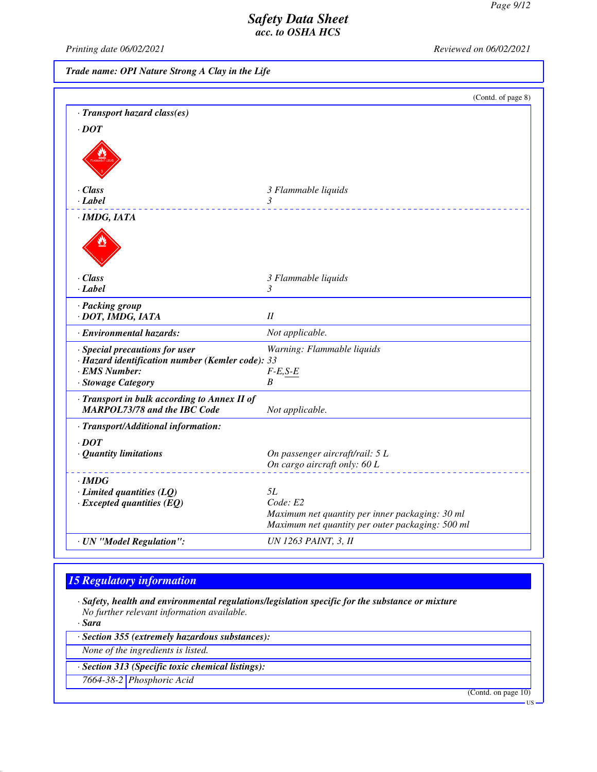**Safety Data Sheet**
**acc. to OSHA HCS**

Printing date 06/02/2021 | Reviewed on 06/02/2021

**Trade name: OPI Nature Strong A Clay in the Life**

(Contd. of page 8)

· **Transport hazard class(es)**

· **DOT**

| · **Class** | 3 Flammable liquids |
|---|---|
| · **Label** | 3 |

· **IMDG, IATA**

| · **Class** | 3 Flammable liquids |
|---|---|
| · **Label** | 3 |

| · **Packing group** | |
|---|---|
| · **DOT, IMDG, IATA** | II |
| · **Environmental hazards:** | Not applicable. |
| · **Special precautions for user** | Warning: Flammable liquids |
| · **Hazard identification number (Kemler code):** | 33 |
| · **EMS Number:** | F-E,S-E |
| · **Stowage Category** | B |
| · **Transport in bulk according to Annex II of MARPOL73/78 and the IBC Code** | Not applicable. |

· **Transport/Additional information:**

· **DOT**

| · **Quantity limitations** | On passenger aircraft/rail: 5 L<br>On cargo aircraft only: 60 L |
|---|---|

· **IMDG**

| · **Limited quantities (LQ)** | 5L |
|---|---|
| · **Excepted quantities (EQ)** | Code: E2<br>Maximum net quantity per inner packaging: 30 ml<br>Maximum net quantity per outer packaging: 500 ml |
| · **UN "Model Regulation":** | UN 1263 PAINT, 3, II |

## 15 Regulatory information

· **Safety, health and environmental regulations/legislation specific for the substance or mixture**
No further relevant information available.

· **Sara**

· **Section 355 (extremely hazardous substances):**

None of the ingredients is listed.

· **Section 313 (Specific toxic chemical listings):**

| 7664-38-2 | Phosphoric Acid |
|---|---|

(Contd. on page 10)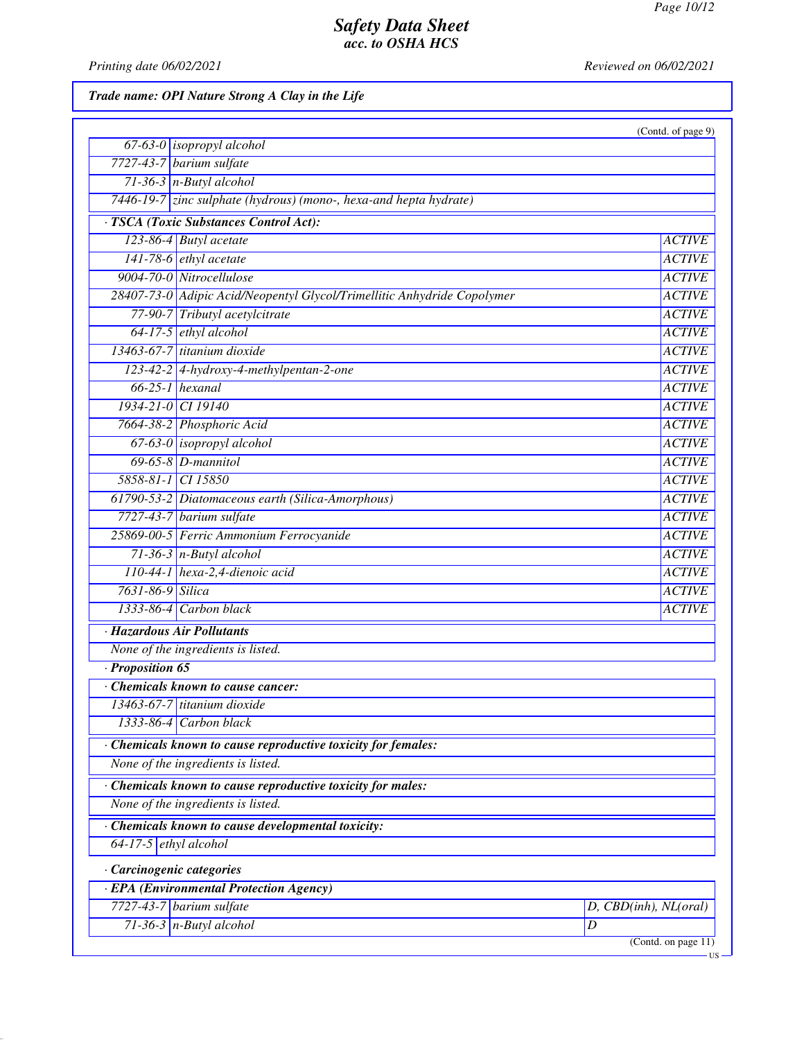# Safety Data Sheet
## acc. to OSHA HCS

Printing date 06/02/2021 | Reviewed on 06/02/2021

**Trade name: OPI Nature Strong A Clay in the Life**

(Contd. of page 9)

| | |
|---|---|
| 67-63-0 | isopropyl alcohol |
| 7727-43-7 | barium sulfate |
| 71-36-3 | n-Butyl alcohol |
| 7446-19-7 | zinc sulphate (hydrous) (mono-, hexa-and hepta hydrate) |

**· TSCA (Toxic Substances Control Act):**

| | | |
|---|---|---|
| 123-86-4 | Butyl acetate | ACTIVE |
| 141-78-6 | ethyl acetate | ACTIVE |
| 9004-70-0 | Nitrocellulose | ACTIVE |
| 28407-73-0 | Adipic Acid/Neopentyl Glycol/Trimellitic Anhydride Copolymer | ACTIVE |
| 77-90-7 | Tributyl acetylcitrate | ACTIVE |
| 64-17-5 | ethyl alcohol | ACTIVE |
| 13463-67-7 | titanium dioxide | ACTIVE |
| 123-42-2 | 4-hydroxy-4-methylpentan-2-one | ACTIVE |
| 66-25-1 | hexanal | ACTIVE |
| 1934-21-0 | CI 19140 | ACTIVE |
| 7664-38-2 | Phosphoric Acid | ACTIVE |
| 67-63-0 | isopropyl alcohol | ACTIVE |
| 69-65-8 | D-mannitol | ACTIVE |
| 5858-81-1 | CI 15850 | ACTIVE |
| 61790-53-2 | Diatomaceous earth (Silica-Amorphous) | ACTIVE |
| 7727-43-7 | barium sulfate | ACTIVE |
| 25869-00-5 | Ferric Ammonium Ferrocyanide | ACTIVE |
| 71-36-3 | n-Butyl alcohol | ACTIVE |
| 110-44-1 | hexa-2,4-dienoic acid | ACTIVE |
| 7631-86-9 | Silica | ACTIVE |
| 1333-86-4 | Carbon black | ACTIVE |

**· Hazardous Air Pollutants**

None of the ingredients is listed.

**· Proposition 65**

**· Chemicals known to cause cancer:**

| | |
|---|---|
| 13463-67-7 | titanium dioxide |
| 1333-86-4 | Carbon black |

**· Chemicals known to cause reproductive toxicity for females:**

None of the ingredients is listed.

**· Chemicals known to cause reproductive toxicity for males:**

None of the ingredients is listed.

**· Chemicals known to cause developmental toxicity:**

| | |
|---|---|
| 64-17-5 | ethyl alcohol |

**· Carcinogenic categories**

**· EPA (Environmental Protection Agency)**

| | | |
|---|---|---|
| 7727-43-7 | barium sulfate | D, CBD(inh), NL(oral) |
| 71-36-3 | n-Butyl alcohol | D |

(Contd. on page 11)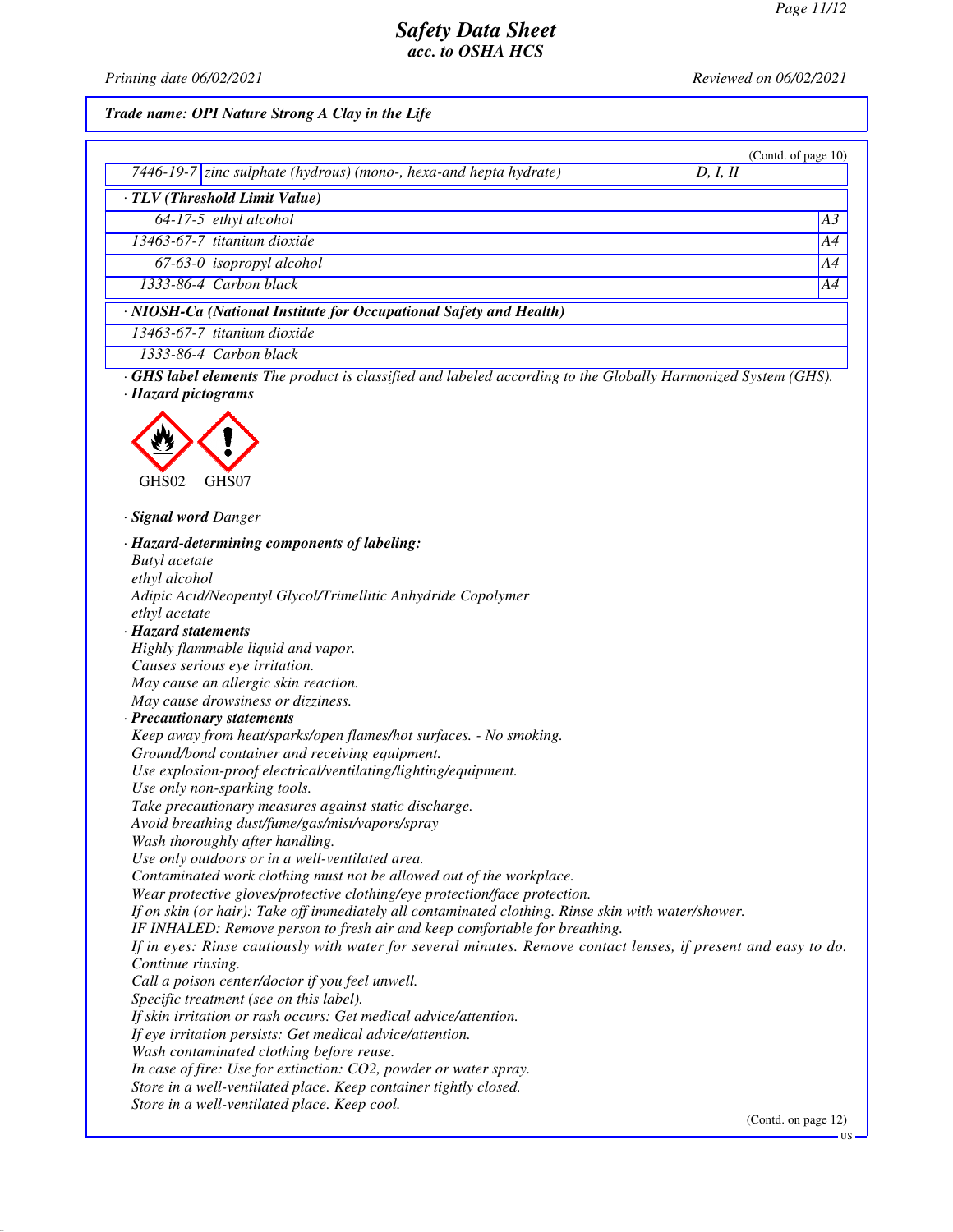### Trade name: OPI Nature Strong A Clay in the Life

(Contd. of page 10)

| | | |
|---|---|---|
| 7446-19-7 | zinc sulphate (hydrous) (mono-, hexa-and hepta hydrate) | D, I, II |

**· TLV (Threshold Limit Value)**

| | | |
|---|---|---|
| 64-17-5 | ethyl alcohol | A3 |
| 13463-67-7 | titanium dioxide | A4 |
| 67-63-0 | isopropyl alcohol | A4 |
| 1333-86-4 | Carbon black | A4 |

**· NIOSH-Ca (National Institute for Occupational Safety and Health)**

| | |
|---|---|
| 13463-67-7 | titanium dioxide |
| 1333-86-4 | Carbon black |

· **GHS label elements** The product is classified and labeled according to the Globally Harmonized System (GHS).

· **Hazard pictograms**

GHS02 GHS07

· **Signal word** Danger

· **Hazard-determining components of labeling:**
Butyl acetate
ethyl alcohol
Adipic Acid/Neopentyl Glycol/Trimellitic Anhydride Copolymer
ethyl acetate

· **Hazard statements**
Highly flammable liquid and vapor.
Causes serious eye irritation.
May cause an allergic skin reaction.
May cause drowsiness or dizziness.

· **Precautionary statements**
Keep away from heat/sparks/open flames/hot surfaces. - No smoking.
Ground/bond container and receiving equipment.
Use explosion-proof electrical/ventilating/lighting/equipment.
Use only non-sparking tools.
Take precautionary measures against static discharge.
Avoid breathing dust/fume/gas/mist/vapors/spray
Wash thoroughly after handling.
Use only outdoors or in a well-ventilated area.
Contaminated work clothing must not be allowed out of the workplace.
Wear protective gloves/protective clothing/eye protection/face protection.
If on skin (or hair): Take off immediately all contaminated clothing. Rinse skin with water/shower.
IF INHALED: Remove person to fresh air and keep comfortable for breathing.
If in eyes: Rinse cautiously with water for several minutes. Remove contact lenses, if present and easy to do. Continue rinsing.
Call a poison center/doctor if you feel unwell.
Specific treatment (see on this label).
If skin irritation or rash occurs: Get medical advice/attention.
If eye irritation persists: Get medical advice/attention.
Wash contaminated clothing before reuse.
In case of fire: Use for extinction: CO2, powder or water spray.
Store in a well-ventilated place. Keep container tightly closed.
Store in a well-ventilated place. Keep cool.

(Contd. on page 12)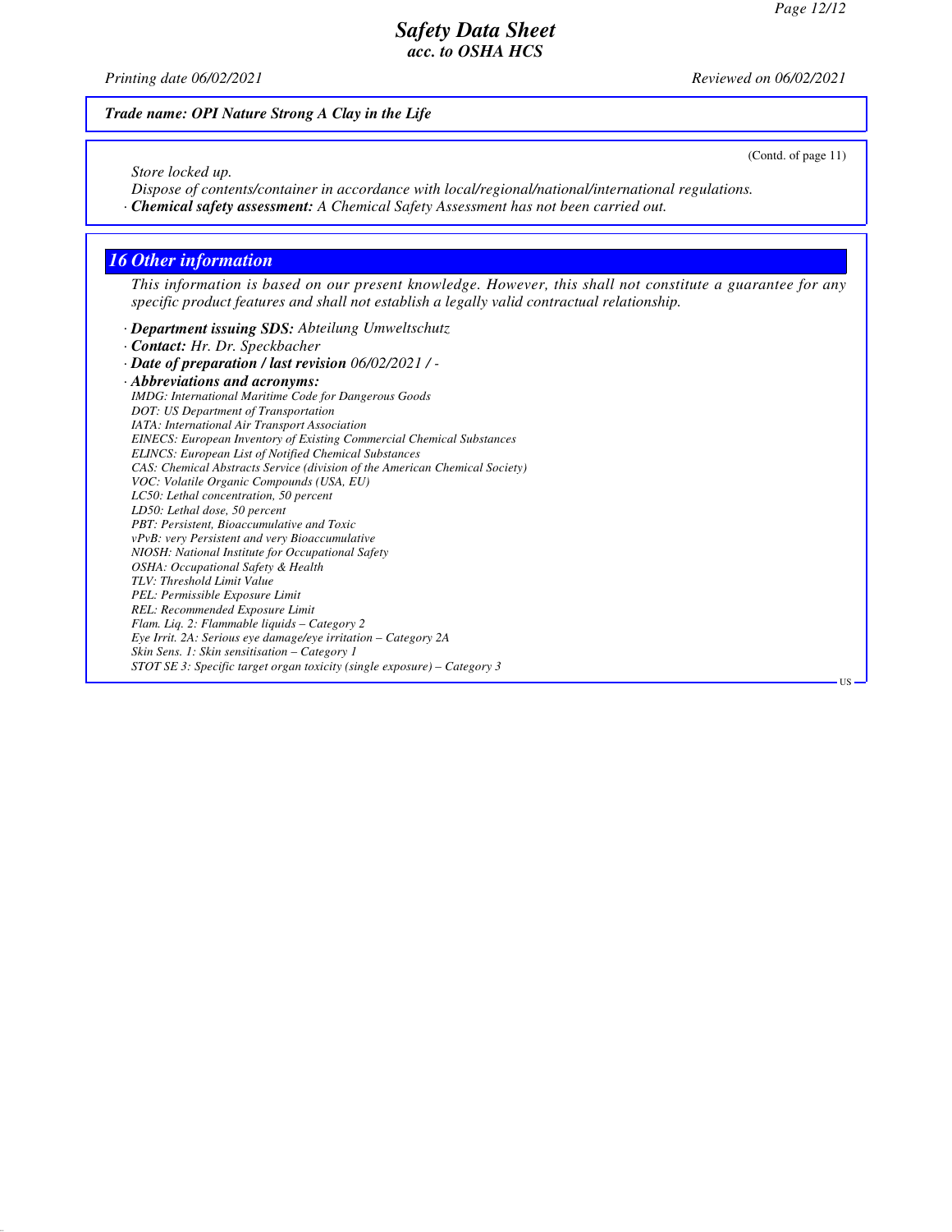(Contd. of page 11)

*Store locked up.*

*Dispose of contents/container in accordance with local/regional/national/international regulations.*

· ***Chemical safety assessment:*** *A Chemical Safety Assessment has not been carried out.*

## *16 Other information*

*This information is based on our present knowledge. However, this shall not constitute a guarantee for any specific product features and shall not establish a legally valid contractual relationship.*

· ***Department issuing SDS:*** *Abteilung Umweltschutz*

· ***Contact:*** *Hr. Dr. Speckbacher*

· ***Date of preparation / last revision*** *06/02/2021 / -*

· ***Abbreviations and acronyms:***

*IMDG: International Maritime Code for Dangerous Goods*
*DOT: US Department of Transportation*
*IATA: International Air Transport Association*
*EINECS: European Inventory of Existing Commercial Chemical Substances*
*ELINCS: European List of Notified Chemical Substances*
*CAS: Chemical Abstracts Service (division of the American Chemical Society)*
*VOC: Volatile Organic Compounds (USA, EU)*
*LC50: Lethal concentration, 50 percent*
*LD50: Lethal dose, 50 percent*
*PBT: Persistent, Bioaccumulative and Toxic*
*vPvB: very Persistent and very Bioaccumulative*
*NIOSH: National Institute for Occupational Safety*
*OSHA: Occupational Safety & Health*
*TLV: Threshold Limit Value*
*PEL: Permissible Exposure Limit*
*REL: Recommended Exposure Limit*
*Flam. Liq. 2: Flammable liquids – Category 2*
*Eye Irrit. 2A: Serious eye damage/eye irritation – Category 2A*
*Skin Sens. 1: Skin sensitisation – Category 1*
*STOT SE 3: Specific target organ toxicity (single exposure) – Category 3*